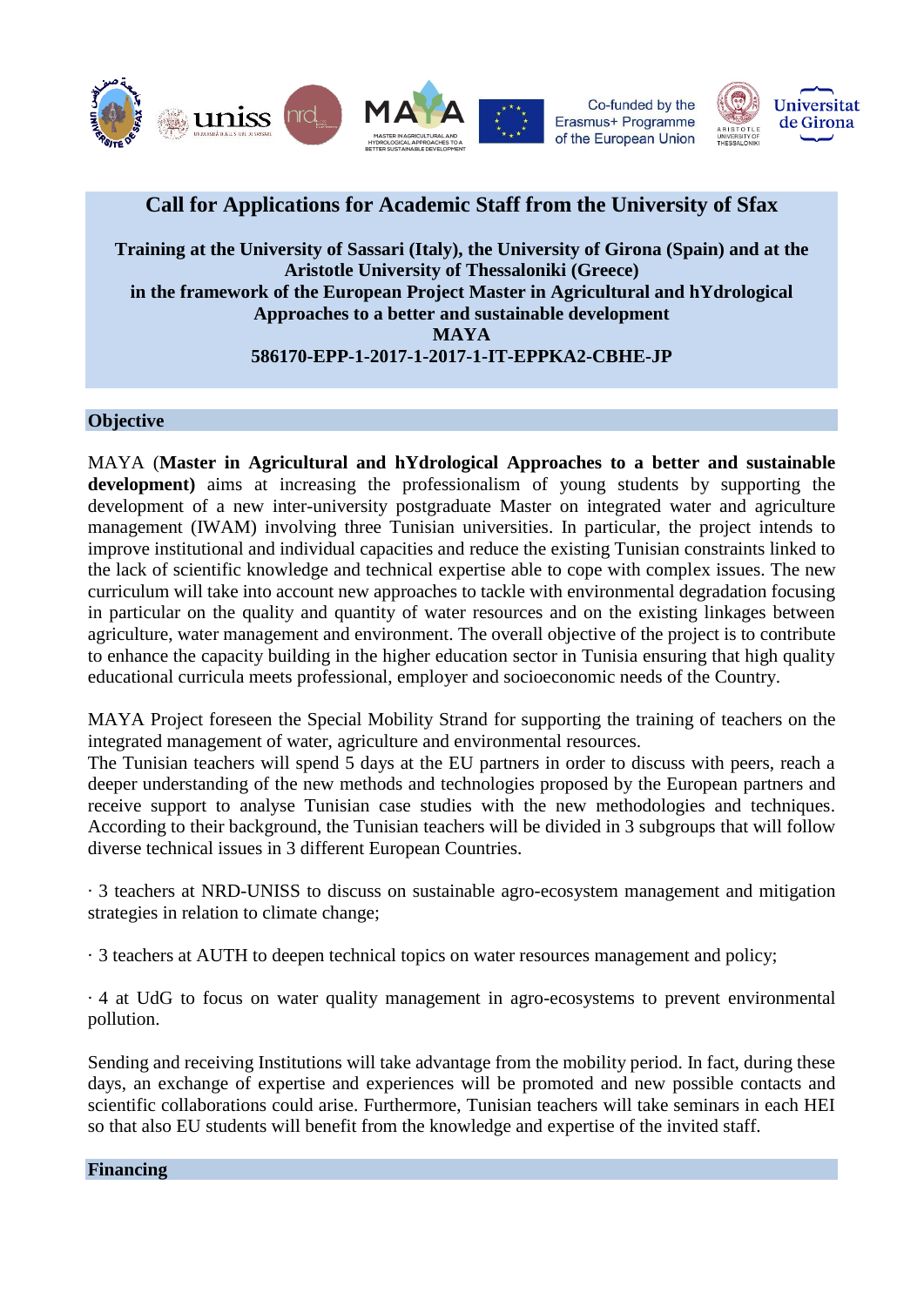# Call for Applications for Academic Staff from the University of Sfax

**Training at the University of Sassari (Italy), the University of Girona (Spain) and at the Aristotle University of Thessaloniki (Greece)**
**in the framework of the European Project Master in Agricultural and hYdrological Approaches to a better and sustainable development**
**MAYA**
**586170-EPP-1-2017-1-2017-1-IT-EPPKA2-CBHE-JP**

## Objective

MAYA (**Master in Agricultural and hYdrological Approaches to a better and sustainable development)** aims at increasing the professionalism of young students by supporting the development of a new inter-university postgraduate Master on integrated water and agriculture management (IWAM) involving three Tunisian universities. In particular, the project intends to improve institutional and individual capacities and reduce the existing Tunisian constraints linked to the lack of scientific knowledge and technical expertise able to cope with complex issues. The new curriculum will take into account new approaches to tackle with environmental degradation focusing in particular on the quality and quantity of water resources and on the existing linkages between agriculture, water management and environment. The overall objective of the project is to contribute to enhance the capacity building in the higher education sector in Tunisia ensuring that high quality educational curricula meets professional, employer and socioeconomic needs of the Country.

MAYA Project foreseen the Special Mobility Strand for supporting the training of teachers on the integrated management of water, agriculture and environmental resources.
The Tunisian teachers will spend 5 days at the EU partners in order to discuss with peers, reach a deeper understanding of the new methods and technologies proposed by the European partners and receive support to analyse Tunisian case studies with the new methodologies and techniques. According to their background, the Tunisian teachers will be divided in 3 subgroups that will follow diverse technical issues in 3 different European Countries.

- 3 teachers at NRD-UNISS to discuss on sustainable agro-ecosystem management and mitigation strategies in relation to climate change;
- 3 teachers at AUTH to deepen technical topics on water resources management and policy;
- 4 at UdG to focus on water quality management in agro-ecosystems to prevent environmental pollution.

Sending and receiving Institutions will take advantage from the mobility period. In fact, during these days, an exchange of expertise and experiences will be promoted and new possible contacts and scientific collaborations could arise. Furthermore, Tunisian teachers will take seminars in each HEI so that also EU students will benefit from the knowledge and expertise of the invited staff.

## Financing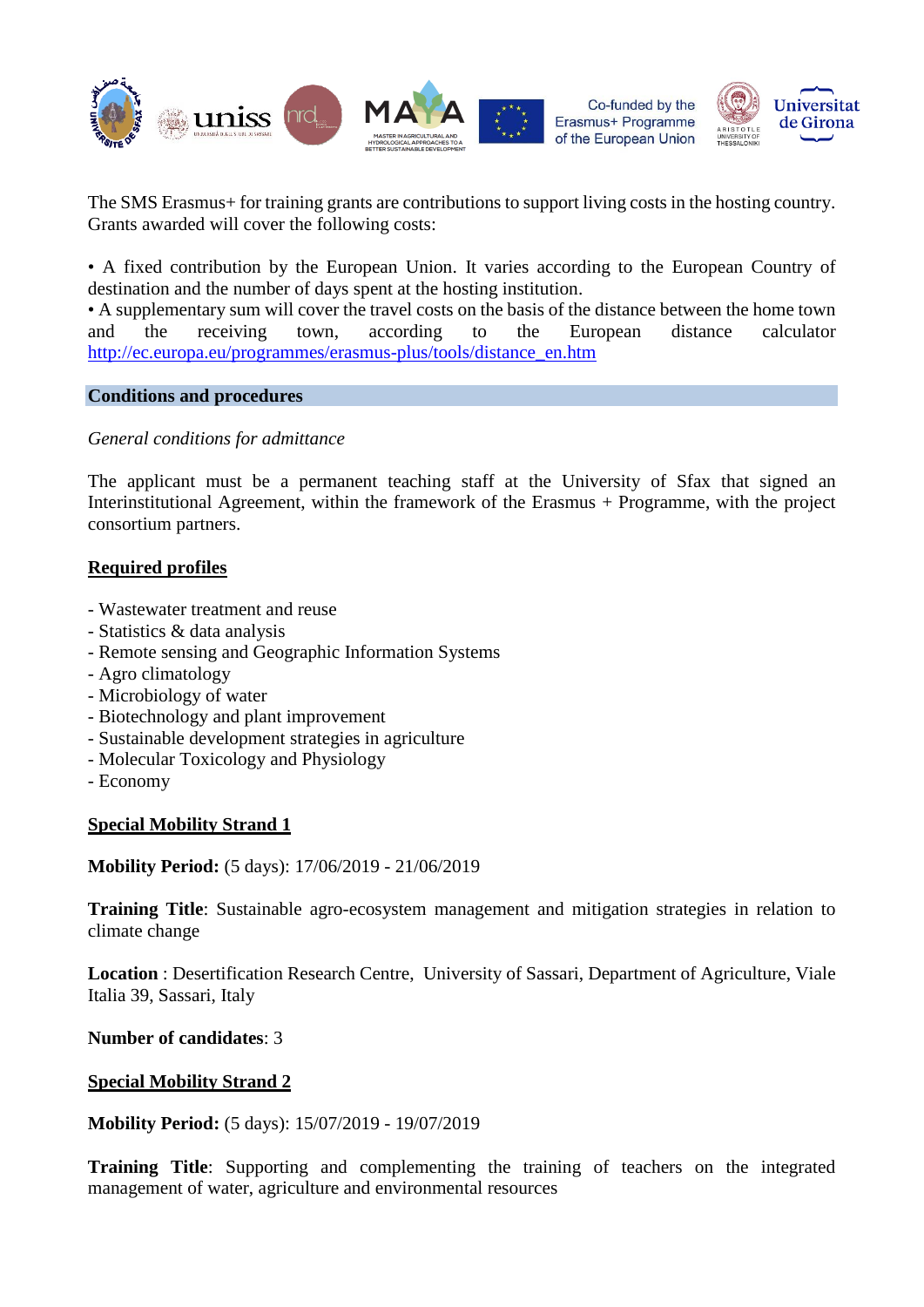The SMS Erasmus+ for training grants are contributions to support living costs in the hosting country. Grants awarded will cover the following costs:

• A fixed contribution by the European Union. It varies according to the European Country of destination and the number of days spent at the hosting institution.
• A supplementary sum will cover the travel costs on the basis of the distance between the home town and the receiving town, according to the European distance calculator http://ec.europa.eu/programmes/erasmus-plus/tools/distance_en.htm

## Conditions and procedures

*General conditions for admittance*

The applicant must be a permanent teaching staff at the University of Sfax that signed an Interinstitutional Agreement, within the framework of the Erasmus + Programme, with the project consortium partners.

### Required profiles

- Wastewater treatment and reuse
- Statistics & data analysis
- Remote sensing and Geographic Information Systems
- Agro climatology
- Microbiology of water
- Biotechnology and plant improvement
- Sustainable development strategies in agriculture
- Molecular Toxicology and Physiology
- Economy

### Special Mobility Strand 1

**Mobility Period:** (5 days): 17/06/2019 - 21/06/2019

**Training Title**: Sustainable agro-ecosystem management and mitigation strategies in relation to climate change

**Location** : Desertification Research Centre, University of Sassari, Department of Agriculture, Viale Italia 39, Sassari, Italy

**Number of candidates**: 3

### Special Mobility Strand 2

**Mobility Period:** (5 days): 15/07/2019 - 19/07/2019

**Training Title**: Supporting and complementing the training of teachers on the integrated management of water, agriculture and environmental resources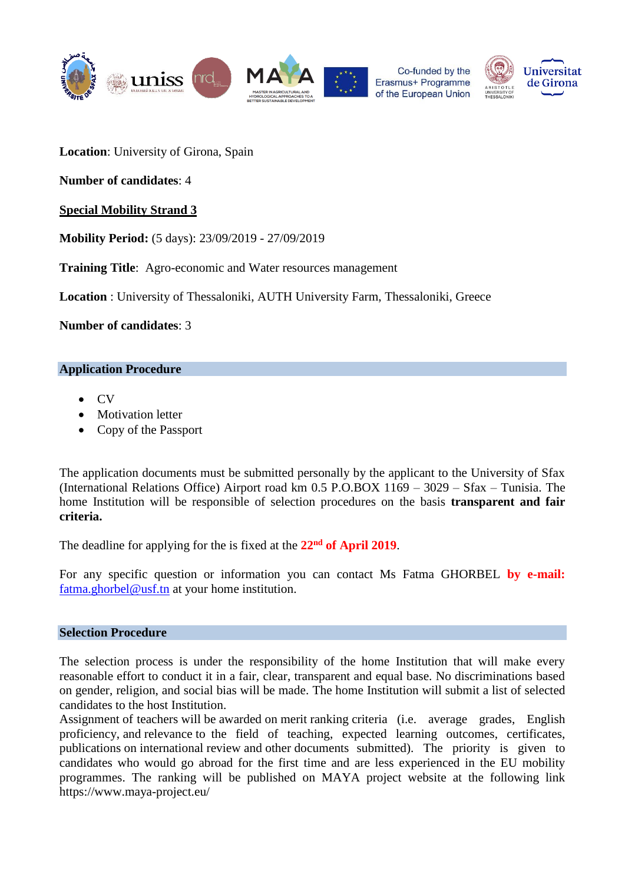**Location**: University of Girona, Spain

**Number of candidates**: 4

**Special Mobility Strand 3**

**Mobility Period:** (5 days): 23/09/2019 - 27/09/2019

**Training Title**: Agro-economic and Water resources management

**Location** : University of Thessaloniki, AUTH University Farm, Thessaloniki, Greece

**Number of candidates**: 3

## Application Procedure

- CV
- Motivation letter
- Copy of the Passport

The application documents must be submitted personally by the applicant to the University of Sfax (International Relations Office) Airport road km 0.5 P.O.BOX 1169 – 3029 – Sfax – Tunisia. The home Institution will be responsible of selection procedures on the basis **transparent and fair criteria.**

The deadline for applying for the is fixed at the **22nd of April 2019**.

For any specific question or information you can contact Ms Fatma GHORBEL **by e-mail:** fatma.ghorbel@usf.tn at your home institution.

## Selection Procedure

The selection process is under the responsibility of the home Institution that will make every reasonable effort to conduct it in a fair, clear, transparent and equal base. No discriminations based on gender, religion, and social bias will be made. The home Institution will submit a list of selected candidates to the host Institution.

Assignment of teachers will be awarded on merit ranking criteria (i.e. average grades, English proficiency, and relevance to the field of teaching, expected learning outcomes, certificates, publications on international review and other documents submitted). The priority is given to candidates who would go abroad for the first time and are less experienced in the EU mobility programmes. The ranking will be published on MAYA project website at the following link https://www.maya-project.eu/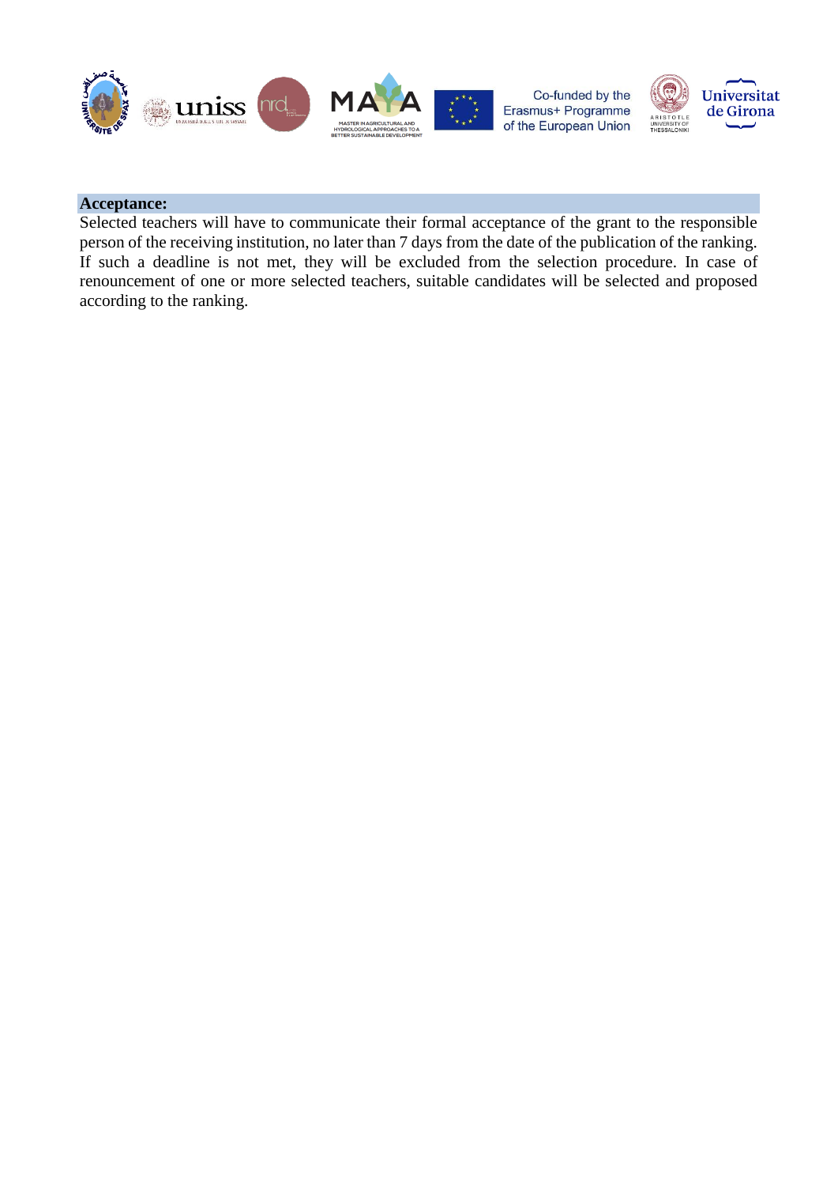**Acceptance:**

Selected teachers will have to communicate their formal acceptance of the grant to the responsible person of the receiving institution, no later than 7 days from the date of the publication of the ranking. If such a deadline is not met, they will be excluded from the selection procedure. In case of renouncement of one or more selected teachers, suitable candidates will be selected and proposed according to the ranking.